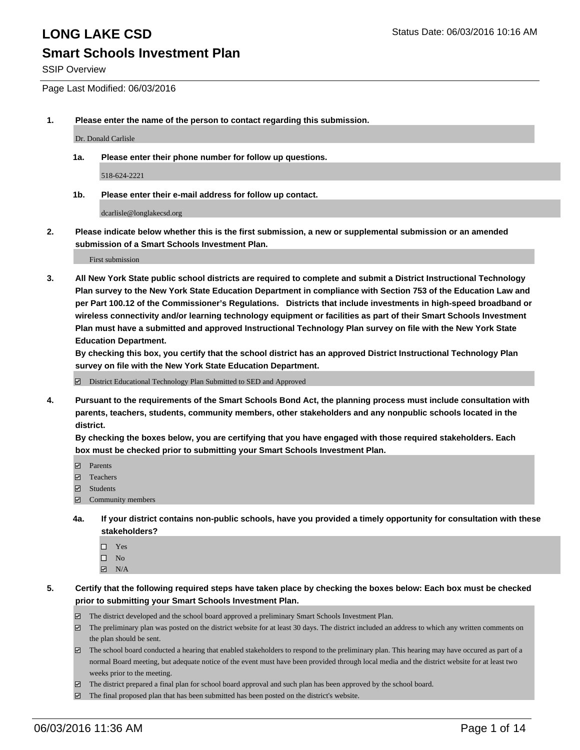# LONG LAKE CSD

Status Date: 06/03/2016 10:16 AM

## Smart Schools Investment Plan

SSIP Overview

Page Last Modified: 06/03/2016

**1. Please enter the name of the person to contact regarding this submission.**

Dr. Donald Carlisle

**1a. Please enter their phone number for follow up questions.**

518-624-2221

**1b. Please enter their e-mail address for follow up contact.**

dcarlisle@longlakecsd.org

**2. Please indicate below whether this is the first submission, a new or supplemental submission or an amended submission of a Smart Schools Investment Plan.**

First submission

**3. All New York State public school districts are required to complete and submit a District Instructional Technology Plan survey to the New York State Education Department in compliance with Section 753 of the Education Law and per Part 100.12 of the Commissioner's Regulations. Districts that include investments in high-speed broadband or wireless connectivity and/or learning technology equipment or facilities as part of their Smart Schools Investment Plan must have a submitted and approved Instructional Technology Plan survey on file with the New York State Education Department.**

**By checking this box, you certify that the school district has an approved District Instructional Technology Plan survey on file with the New York State Education Department.**

☑ District Educational Technology Plan Submitted to SED and Approved

**4. Pursuant to the requirements of the Smart Schools Bond Act, the planning process must include consultation with parents, teachers, students, community members, other stakeholders and any nonpublic schools located in the district.**

**By checking the boxes below, you are certifying that you have engaged with those required stakeholders. Each box must be checked prior to submitting your Smart Schools Investment Plan.**

☑ Parents
☑ Teachers
☑ Students
☑ Community members

**4a. If your district contains non-public schools, have you provided a timely opportunity for consultation with these stakeholders?**

☐ Yes
☐ No
☑ N/A

**5. Certify that the following required steps have taken place by checking the boxes below: Each box must be checked prior to submitting your Smart Schools Investment Plan.**

☑ The district developed and the school board approved a preliminary Smart Schools Investment Plan.
☑ The preliminary plan was posted on the district website for at least 30 days. The district included an address to which any written comments on the plan should be sent.
☑ The school board conducted a hearing that enabled stakeholders to respond to the preliminary plan. This hearing may have occured as part of a normal Board meeting, but adequate notice of the event must have been provided through local media and the district website for at least two weeks prior to the meeting.
☑ The district prepared a final plan for school board approval and such plan has been approved by the school board.
☑ The final proposed plan that has been submitted has been posted on the district's website.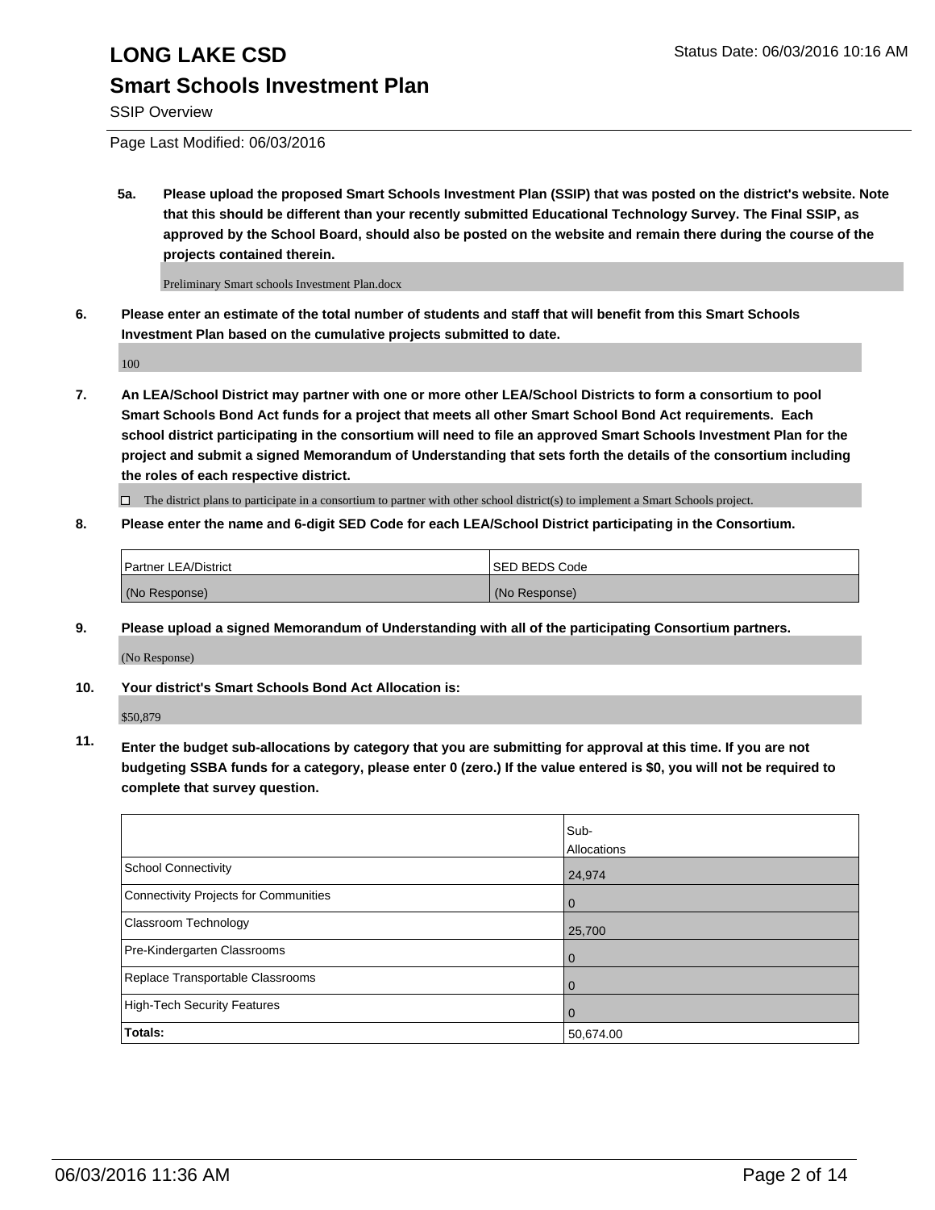# LONG LAKE CSD

## Smart Schools Investment Plan

SSIP Overview

Page Last Modified: 06/03/2016

**5a. Please upload the proposed Smart Schools Investment Plan (SSIP) that was posted on the district's website. Note that this should be different than your recently submitted Educational Technology Survey. The Final SSIP, as approved by the School Board, should also be posted on the website and remain there during the course of the projects contained therein.**

Preliminary Smart schools Investment Plan.docx

**6. Please enter an estimate of the total number of students and staff that will benefit from this Smart Schools Investment Plan based on the cumulative projects submitted to date.**

100

**7. An LEA/School District may partner with one or more other LEA/School Districts to form a consortium to pool Smart Schools Bond Act funds for a project that meets all other Smart School Bond Act requirements. Each school district participating in the consortium will need to file an approved Smart Schools Investment Plan for the project and submit a signed Memorandum of Understanding that sets forth the details of the consortium including the roles of each respective district.**

☐ The district plans to participate in a consortium to partner with other school district(s) to implement a Smart Schools project.

**8. Please enter the name and 6-digit SED Code for each LEA/School District participating in the Consortium.**

| Partner LEA/District | SED BEDS Code |
|---|---|
| (No Response) | (No Response) |

**9. Please upload a signed Memorandum of Understanding with all of the participating Consortium partners.**

(No Response)

**10. Your district's Smart Schools Bond Act Allocation is:**

$50,879

**11. Enter the budget sub-allocations by category that you are submitting for approval at this time. If you are not budgeting SSBA funds for a category, please enter 0 (zero.) If the value entered is $0, you will not be required to complete that survey question.**

| | Sub-Allocations |
|---|---|
| School Connectivity | 24,974 |
| Connectivity Projects for Communities | 0 |
| Classroom Technology | 25,700 |
| Pre-Kindergarten Classrooms | 0 |
| Replace Transportable Classrooms | 0 |
| High-Tech Security Features | 0 |
| **Totals:** | 50,674.00 |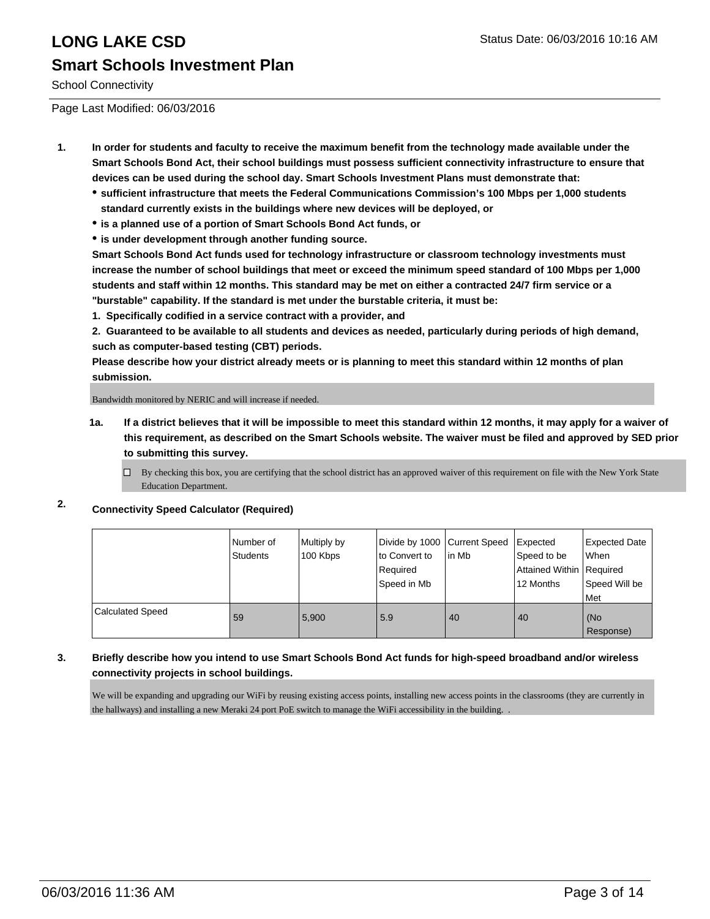# LONG LAKE CSD

Status Date: 06/03/2016 10:16 AM

## Smart Schools Investment Plan

School Connectivity

Page Last Modified: 06/03/2016

1. **In order for students and faculty to receive the maximum benefit from the technology made available under the Smart Schools Bond Act, their school buildings must possess sufficient connectivity infrastructure to ensure that devices can be used during the school day. Smart Schools Investment Plans must demonstrate that:**
   - **sufficient infrastructure that meets the Federal Communications Commission's 100 Mbps per 1,000 students standard currently exists in the buildings where new devices will be deployed, or**
   - **is a planned use of a portion of Smart Schools Bond Act funds, or**
   - **is under development through another funding source.**

   **Smart Schools Bond Act funds used for technology infrastructure or classroom technology investments must increase the number of school buildings that meet or exceed the minimum speed standard of 100 Mbps per 1,000 students and staff within 12 months. This standard may be met on either a contracted 24/7 firm service or a "burstable" capability. If the standard is met under the burstable criteria, it must be:**

   **1. Specifically codified in a service contract with a provider, and**

   **2. Guaranteed to be available to all students and devices as needed, particularly during periods of high demand, such as computer-based testing (CBT) periods.**

   **Please describe how your district already meets or is planning to meet this standard within 12 months of plan submission.**

   Bandwidth monitored by NERIC and will increase if needed.

   **1a. If a district believes that it will be impossible to meet this standard within 12 months, it may apply for a waiver of this requirement, as described on the Smart Schools website. The waiver must be filed and approved by SED prior to submitting this survey.**

   ☐ By checking this box, you are certifying that the school district has an approved waiver of this requirement on file with the New York State Education Department.

2. **Connectivity Speed Calculator (Required)**

| | Number of Students | Multiply by 100 Kbps | Divide by 1000 to Convert to Required Speed in Mb | Current Speed in Mb | Expected Speed to be Attained Within 12 Months | Expected Date When Required Speed Will be Met |
|---|---|---|---|---|---|---|
| Calculated Speed | 59 | 5,900 | 5.9 | 40 | 40 | (No Response) |

3. **Briefly describe how you intend to use Smart Schools Bond Act funds for high-speed broadband and/or wireless connectivity projects in school buildings.**

   We will be expanding and upgrading our WiFi by reusing existing access points, installing new access points in the classrooms (they are currently in the hallways) and installing a new Meraki 24 port PoE switch to manage the WiFi accessibility in the building. .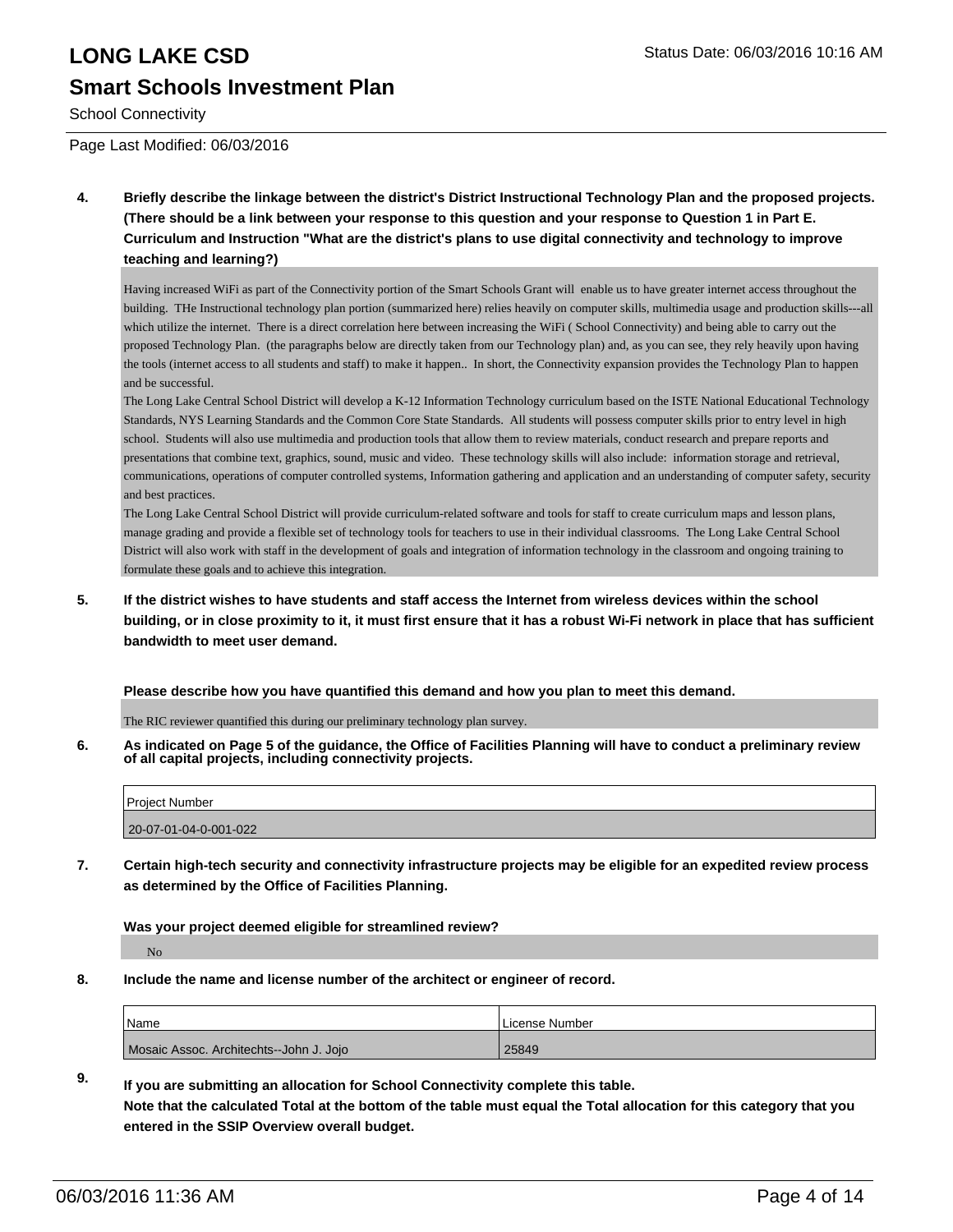# LONG LAKE CSD

## Smart Schools Investment Plan

School Connectivity

Page Last Modified: 06/03/2016

**4. Briefly describe the linkage between the district's District Instructional Technology Plan and the proposed projects. (There should be a link between your response to this question and your response to Question 1 in Part E. Curriculum and Instruction "What are the district's plans to use digital connectivity and technology to improve teaching and learning?)**

Having increased WiFi as part of the Connectivity portion of the Smart Schools Grant will enable us to have greater internet access throughout the building. THe Instructional technology plan portion (summarized here) relies heavily on computer skills, multimedia usage and production skills---all which utilize the internet. There is a direct correlation here between increasing the WiFi ( School Connectivity) and being able to carry out the proposed Technology Plan. (the paragraphs below are directly taken from our Technology plan) and, as you can see, they rely heavily upon having the tools (internet access to all students and staff) to make it happen.. In short, the Connectivity expansion provides the Technology Plan to happen and be successful.

The Long Lake Central School District will develop a K-12 Information Technology curriculum based on the ISTE National Educational Technology Standards, NYS Learning Standards and the Common Core State Standards. All students will possess computer skills prior to entry level in high school. Students will also use multimedia and production tools that allow them to review materials, conduct research and prepare reports and presentations that combine text, graphics, sound, music and video. These technology skills will also include: information storage and retrieval, communications, operations of computer controlled systems, Information gathering and application and an understanding of computer safety, security and best practices.

The Long Lake Central School District will provide curriculum-related software and tools for staff to create curriculum maps and lesson plans, manage grading and provide a flexible set of technology tools for teachers to use in their individual classrooms. The Long Lake Central School District will also work with staff in the development of goals and integration of information technology in the classroom and ongoing training to formulate these goals and to achieve this integration.

**5. If the district wishes to have students and staff access the Internet from wireless devices within the school building, or in close proximity to it, it must first ensure that it has a robust Wi-Fi network in place that has sufficient bandwidth to meet user demand.**

**Please describe how you have quantified this demand and how you plan to meet this demand.**

The RIC reviewer quantified this during our preliminary technology plan survey.

**6. As indicated on Page 5 of the guidance, the Office of Facilities Planning will have to conduct a preliminary review of all capital projects, including connectivity projects.**

| Project Number |
|---|
| 20-07-01-04-0-001-022 |

**7. Certain high-tech security and connectivity infrastructure projects may be eligible for an expedited review process as determined by the Office of Facilities Planning.**

**Was your project deemed eligible for streamlined review?**

No

**8. Include the name and license number of the architect or engineer of record.**

| Name | License Number |
|---|---|
| Mosaic Assoc. Architechts--John J. Jojo | 25849 |

**9. If you are submitting an allocation for School Connectivity complete this table. Note that the calculated Total at the bottom of the table must equal the Total allocation for this category that you entered in the SSIP Overview overall budget.**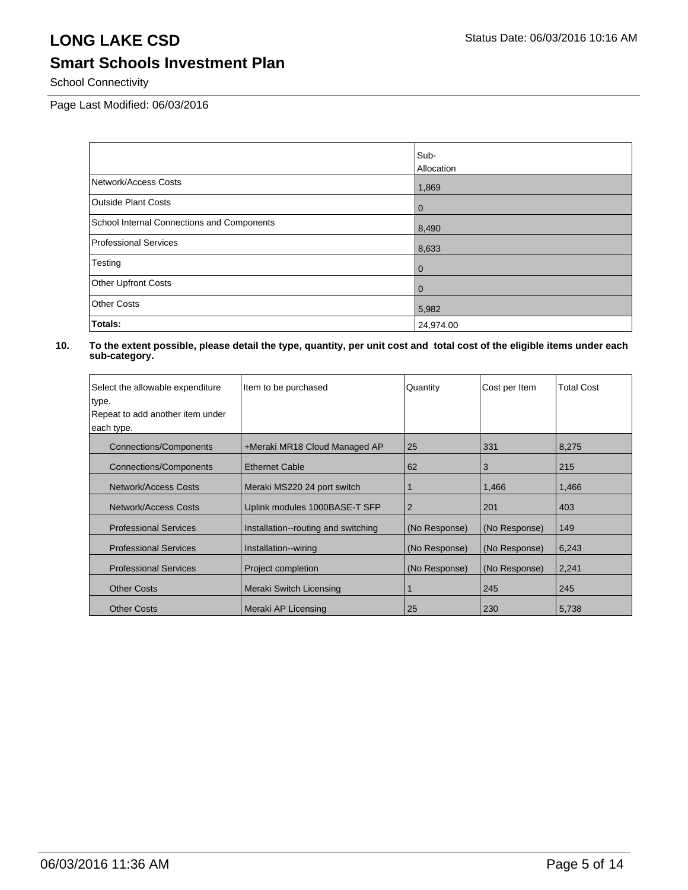# LONG LAKE CSD

Status Date: 06/03/2016 10:16 AM

## Smart Schools Investment Plan

School Connectivity

Page Last Modified: 06/03/2016

| | Sub-Allocation |
|---|---|
| Network/Access Costs | 1,869 |
| Outside Plant Costs | 0 |
| School Internal Connections and Components | 8,490 |
| Professional Services | 8,633 |
| Testing | 0 |
| Other Upfront Costs | 0 |
| Other Costs | 5,982 |
| **Totals:** | 24,974.00 |

**10. To the extent possible, please detail the type, quantity, per unit cost and total cost of the eligible items under each sub-category.**

| Select the allowable expenditure type. Repeat to add another item under each type. | Item to be purchased | Quantity | Cost per Item | Total Cost |
|---|---|---|---|---|
| Connections/Components | +Meraki MR18 Cloud Managed AP | 25 | 331 | 8,275 |
| Connections/Components | Ethernet Cable | 62 | 3 | 215 |
| Network/Access Costs | Meraki MS220 24 port switch | 1 | 1,466 | 1,466 |
| Network/Access Costs | Uplink modules 1000BASE-T SFP | 2 | 201 | 403 |
| Professional Services | Installation--routing and switching | (No Response) | (No Response) | 149 |
| Professional Services | Installation--wiring | (No Response) | (No Response) | 6,243 |
| Professional Services | Project completion | (No Response) | (No Response) | 2,241 |
| Other Costs | Meraki Switch Licensing | 1 | 245 | 245 |
| Other Costs | Meraki AP Licensing | 25 | 230 | 5,738 |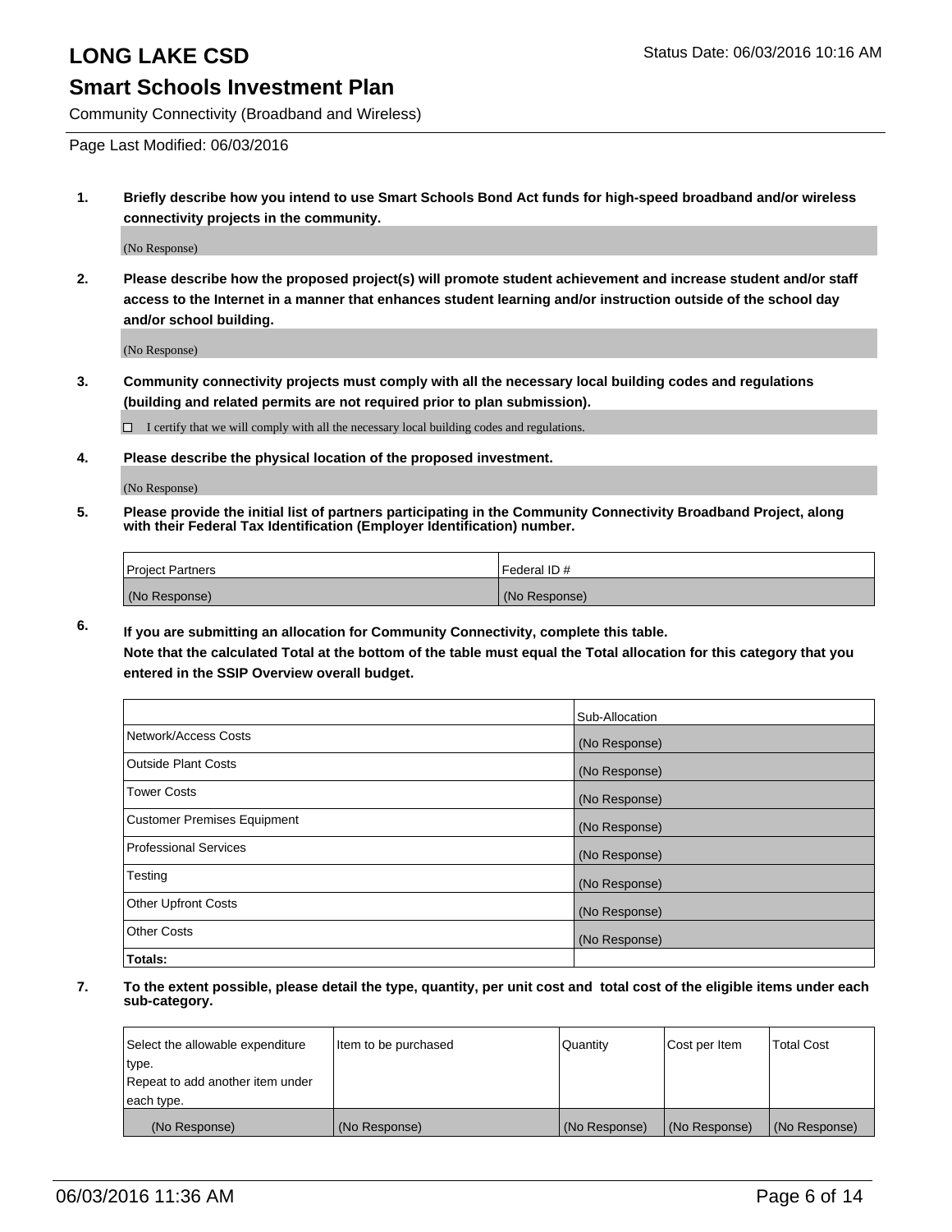# LONG LAKE CSD

Status Date: 06/03/2016 10:16 AM

## Smart Schools Investment Plan

Community Connectivity (Broadband and Wireless)

Page Last Modified: 06/03/2016

**1. Briefly describe how you intend to use Smart Schools Bond Act funds for high-speed broadband and/or wireless connectivity projects in the community.**

(No Response)

**2. Please describe how the proposed project(s) will promote student achievement and increase student and/or staff access to the Internet in a manner that enhances student learning and/or instruction outside of the school day and/or school building.**

(No Response)

**3. Community connectivity projects must comply with all the necessary local building codes and regulations (building and related permits are not required prior to plan submission).**

☐ I certify that we will comply with all the necessary local building codes and regulations.

**4. Please describe the physical location of the proposed investment.**

(No Response)

**5. Please provide the initial list of partners participating in the Community Connectivity Broadband Project, along with their Federal Tax Identification (Employer Identification) number.**

| Project Partners | Federal ID # |
|---|---|
| (No Response) | (No Response) |

**6. If you are submitting an allocation for Community Connectivity, complete this table.**
**Note that the calculated Total at the bottom of the table must equal the Total allocation for this category that you entered in the SSIP Overview overall budget.**

| | Sub-Allocation |
|---|---|
| Network/Access Costs | (No Response) |
| Outside Plant Costs | (No Response) |
| Tower Costs | (No Response) |
| Customer Premises Equipment | (No Response) |
| Professional Services | (No Response) |
| Testing | (No Response) |
| Other Upfront Costs | (No Response) |
| Other Costs | (No Response) |
| **Totals:** | |

**7. To the extent possible, please detail the type, quantity, per unit cost and total cost of the eligible items under each sub-category.**

| Select the allowable expenditure type. Repeat to add another item under each type. | Item to be purchased | Quantity | Cost per Item | Total Cost |
|---|---|---|---|---|
| (No Response) | (No Response) | (No Response) | (No Response) | (No Response) |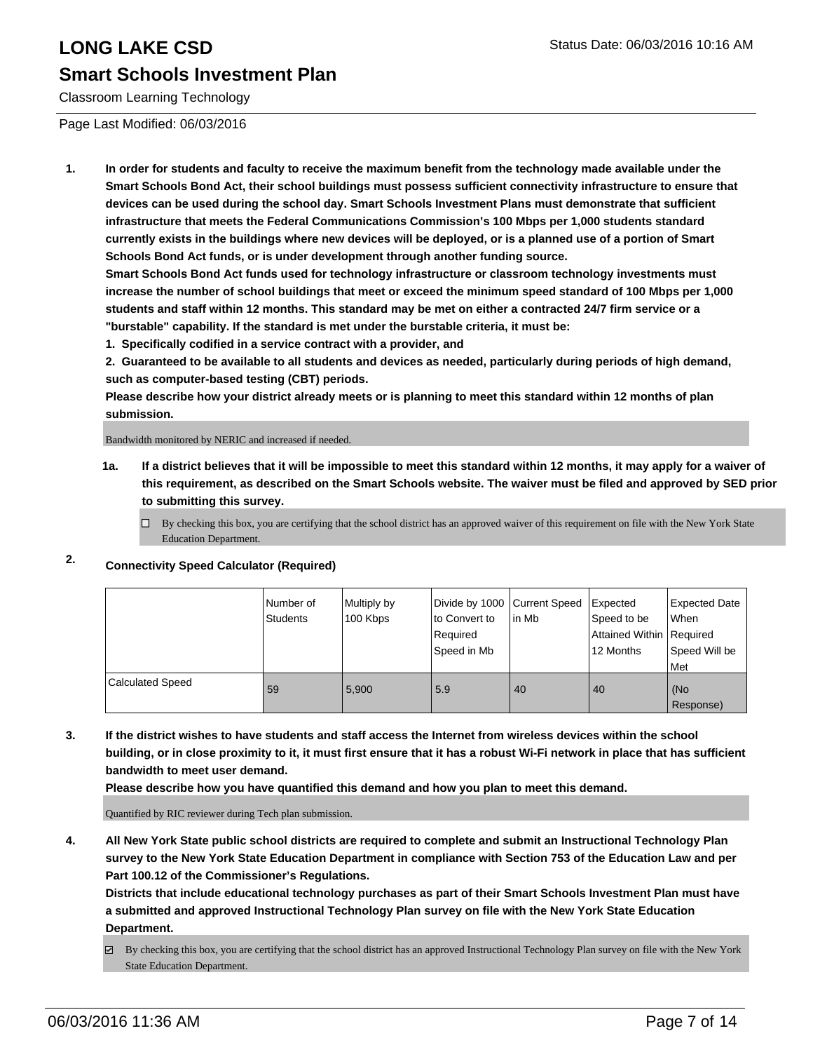# LONG LAKE CSD

Status Date: 06/03/2016 10:16 AM

## Smart Schools Investment Plan

Classroom Learning Technology

Page Last Modified: 06/03/2016

1. **In order for students and faculty to receive the maximum benefit from the technology made available under the Smart Schools Bond Act, their school buildings must possess sufficient connectivity infrastructure to ensure that devices can be used during the school day. Smart Schools Investment Plans must demonstrate that sufficient infrastructure that meets the Federal Communications Commission's 100 Mbps per 1,000 students standard currently exists in the buildings where new devices will be deployed, or is a planned use of a portion of Smart Schools Bond Act funds, or is under development through another funding source.**
   **Smart Schools Bond Act funds used for technology infrastructure or classroom technology investments must increase the number of school buildings that meet or exceed the minimum speed standard of 100 Mbps per 1,000 students and staff within 12 months. This standard may be met on either a contracted 24/7 firm service or a "burstable" capability. If the standard is met under the burstable criteria, it must be:**
   **1. Specifically codified in a service contract with a provider, and**
   **2. Guaranteed to be available to all students and devices as needed, particularly during periods of high demand, such as computer-based testing (CBT) periods.**
   **Please describe how your district already meets or is planning to meet this standard within 12 months of plan submission.**

   Bandwidth monitored by NERIC and increased if needed.

   **1a. If a district believes that it will be impossible to meet this standard within 12 months, it may apply for a waiver of this requirement, as described on the Smart Schools website. The waiver must be filed and approved by SED prior to submitting this survey.**

   ☐ By checking this box, you are certifying that the school district has an approved waiver of this requirement on file with the New York State Education Department.

2. **Connectivity Speed Calculator (Required)**

| | Number of Students | Multiply by 100 Kbps | Divide by 1000 to Convert to Required Speed in Mb | Current Speed in Mb | Expected Speed to be Attained Within 12 Months | Expected Date When Required Speed Will be Met |
|---|---|---|---|---|---|---|
| Calculated Speed | 59 | 5,900 | 5.9 | 40 | 40 | (No Response) |

3. **If the district wishes to have students and staff access the Internet from wireless devices within the school building, or in close proximity to it, it must first ensure that it has a robust Wi-Fi network in place that has sufficient bandwidth to meet user demand.**
   **Please describe how you have quantified this demand and how you plan to meet this demand.**

   Quantified by RIC reviewer during Tech plan submission.

4. **All New York State public school districts are required to complete and submit an Instructional Technology Plan survey to the New York State Education Department in compliance with Section 753 of the Education Law and per Part 100.12 of the Commissioner's Regulations.**
   **Districts that include educational technology purchases as part of their Smart Schools Investment Plan must have a submitted and approved Instructional Technology Plan survey on file with the New York State Education Department.**

   ☑ By checking this box, you are certifying that the school district has an approved Instructional Technology Plan survey on file with the New York State Education Department.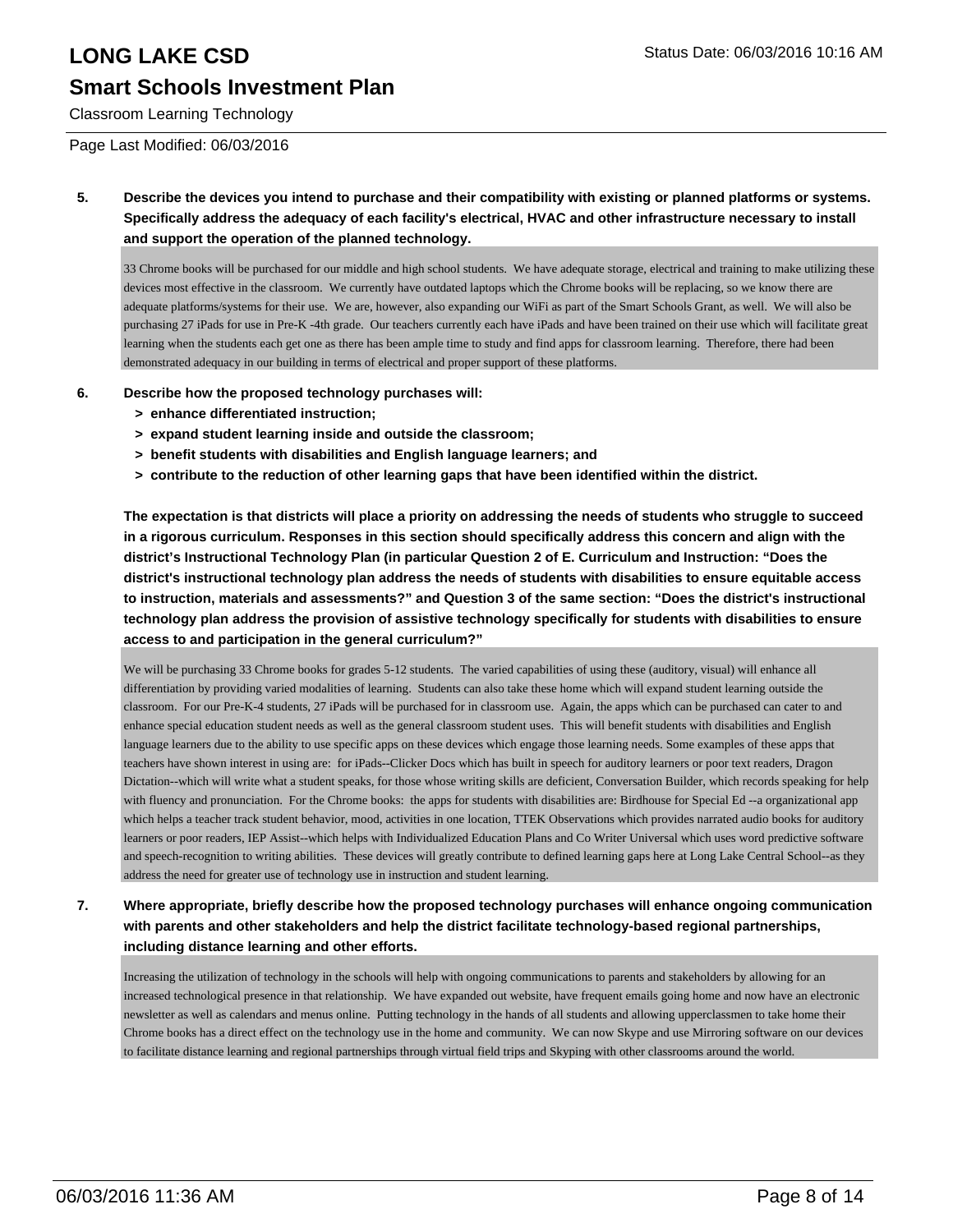# LONG LAKE CSD

## Smart Schools Investment Plan

Classroom Learning Technology

Page Last Modified: 06/03/2016

**5. Describe the devices you intend to purchase and their compatibility with existing or planned platforms or systems. Specifically address the adequacy of each facility's electrical, HVAC and other infrastructure necessary to install and support the operation of the planned technology.**

33 Chrome books will be purchased for our middle and high school students. We have adequate storage, electrical and training to make utilizing these devices most effective in the classroom. We currently have outdated laptops which the Chrome books will be replacing, so we know there are adequate platforms/systems for their use. We are, however, also expanding our WiFi as part of the Smart Schools Grant, as well. We will also be purchasing 27 iPads for use in Pre-K -4th grade. Our teachers currently each have iPads and have been trained on their use which will facilitate great learning when the students each get one as there has been ample time to study and find apps for classroom learning. Therefore, there had been demonstrated adequacy in our building in terms of electrical and proper support of these platforms.

**6. Describe how the proposed technology purchases will:**

- **> enhance differentiated instruction;**
- **> expand student learning inside and outside the classroom;**
- **> benefit students with disabilities and English language learners; and**
- **> contribute to the reduction of other learning gaps that have been identified within the district.**

**The expectation is that districts will place a priority on addressing the needs of students who struggle to succeed in a rigorous curriculum. Responses in this section should specifically address this concern and align with the district's Instructional Technology Plan (in particular Question 2 of E. Curriculum and Instruction: "Does the district's instructional technology plan address the needs of students with disabilities to ensure equitable access to instruction, materials and assessments?" and Question 3 of the same section: "Does the district's instructional technology plan address the provision of assistive technology specifically for students with disabilities to ensure access to and participation in the general curriculum?"**

We will be purchasing 33 Chrome books for grades 5-12 students. The varied capabilities of using these (auditory, visual) will enhance all differentiation by providing varied modalities of learning. Students can also take these home which will expand student learning outside the classroom. For our Pre-K-4 students, 27 iPads will be purchased for in classroom use. Again, the apps which can be purchased can cater to and enhance special education student needs as well as the general classroom student uses. This will benefit students with disabilities and English language learners due to the ability to use specific apps on these devices which engage those learning needs. Some examples of these apps that teachers have shown interest in using are: for iPads--Clicker Docs which has built in speech for auditory learners or poor text readers, Dragon Dictation--which will write what a student speaks, for those whose writing skills are deficient, Conversation Builder, which records speaking for help with fluency and pronunciation. For the Chrome books: the apps for students with disabilities are: Birdhouse for Special Ed --a organizational app which helps a teacher track student behavior, mood, activities in one location, TTEK Observations which provides narrated audio books for auditory learners or poor readers, IEP Assist--which helps with Individualized Education Plans and Co Writer Universal which uses word predictive software and speech-recognition to writing abilities. These devices will greatly contribute to defined learning gaps here at Long Lake Central School--as they address the need for greater use of technology use in instruction and student learning.

**7. Where appropriate, briefly describe how the proposed technology purchases will enhance ongoing communication with parents and other stakeholders and help the district facilitate technology-based regional partnerships, including distance learning and other efforts.**

Increasing the utilization of technology in the schools will help with ongoing communications to parents and stakeholders by allowing for an increased technological presence in that relationship. We have expanded out website, have frequent emails going home and now have an electronic newsletter as well as calendars and menus online. Putting technology in the hands of all students and allowing upperclassmen to take home their Chrome books has a direct effect on the technology use in the home and community. We can now Skype and use Mirroring software on our devices to facilitate distance learning and regional partnerships through virtual field trips and Skyping with other classrooms around the world.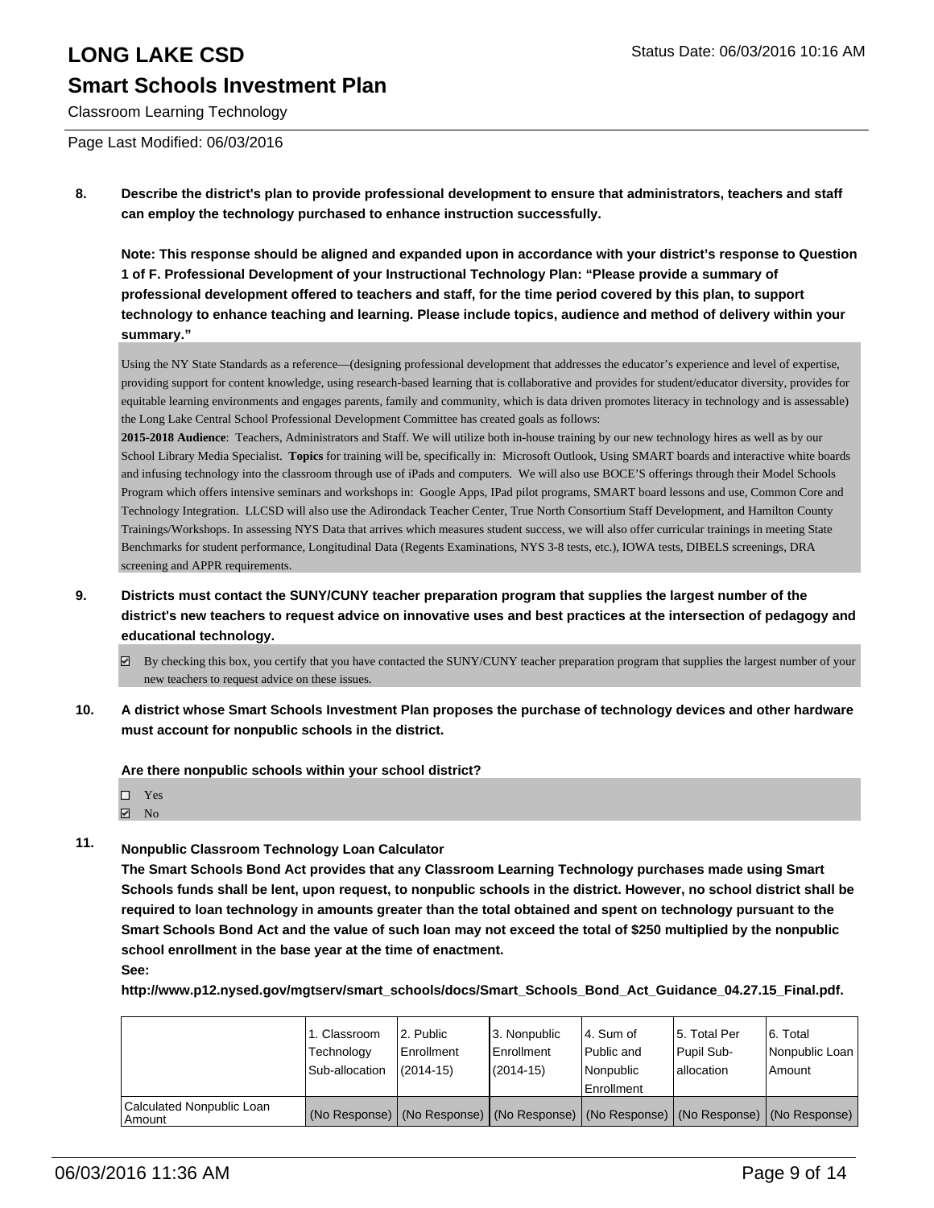# LONG LAKE CSD

## Smart Schools Investment Plan

Classroom Learning Technology

Page Last Modified: 06/03/2016

**8. Describe the district's plan to provide professional development to ensure that administrators, teachers and staff can employ the technology purchased to enhance instruction successfully.**

**Note: This response should be aligned and expanded upon in accordance with your district's response to Question 1 of F. Professional Development of your Instructional Technology Plan: "Please provide a summary of professional development offered to teachers and staff, for the time period covered by this plan, to support technology to enhance teaching and learning. Please include topics, audience and method of delivery within your summary."**

Using the NY State Standards as a reference—(designing professional development that addresses the educator's experience and level of expertise, providing support for content knowledge, using research-based learning that is collaborative and provides for student/educator diversity, provides for equitable learning environments and engages parents, family and community, which is data driven promotes literacy in technology and is assessable) the Long Lake Central School Professional Development Committee has created goals as follows:
**2015-2018 Audience**: Teachers, Administrators and Staff. We will utilize both in-house training by our new technology hires as well as by our School Library Media Specialist. **Topics** for training will be, specifically in: Microsoft Outlook, Using SMART boards and interactive white boards and infusing technology into the classroom through use of iPads and computers. We will also use BOCE'S offerings through their Model Schools Program which offers intensive seminars and workshops in: Google Apps, IPad pilot programs, SMART board lessons and use, Common Core and Technology Integration. LLCSD will also use the Adirondack Teacher Center, True North Consortium Staff Development, and Hamilton County Trainings/Workshops. In assessing NYS Data that arrives which measures student success, we will also offer curricular trainings in meeting State Benchmarks for student performance, Longitudinal Data (Regents Examinations, NYS 3-8 tests, etc.), IOWA tests, DIBELS screenings, DRA screening and APPR requirements.

**9. Districts must contact the SUNY/CUNY teacher preparation program that supplies the largest number of the district's new teachers to request advice on innovative uses and best practices at the intersection of pedagogy and educational technology.**

☑ By checking this box, you certify that you have contacted the SUNY/CUNY teacher preparation program that supplies the largest number of your new teachers to request advice on these issues.

**10. A district whose Smart Schools Investment Plan proposes the purchase of technology devices and other hardware must account for nonpublic schools in the district.**

**Are there nonpublic schools within your school district?**

☐ Yes
☑ No

**11. Nonpublic Classroom Technology Loan Calculator**
**The Smart Schools Bond Act provides that any Classroom Learning Technology purchases made using Smart Schools funds shall be lent, upon request, to nonpublic schools in the district. However, no school district shall be required to loan technology in amounts greater than the total obtained and spent on technology pursuant to the Smart Schools Bond Act and the value of such loan may not exceed the total of $250 multiplied by the nonpublic school enrollment in the base year at the time of enactment.**
**See:**
**http://www.p12.nysed.gov/mgtserv/smart_schools/docs/Smart_Schools_Bond_Act_Guidance_04.27.15_Final.pdf.**

| | 1. Classroom Technology Sub-allocation | 2. Public Enrollment (2014-15) | 3. Nonpublic Enrollment (2014-15) | 4. Sum of Public and Nonpublic Enrollment | 5. Total Per Pupil Sub-allocation | 6. Total Nonpublic Loan Amount |
|---|---|---|---|---|---|---|
| Calculated Nonpublic Loan Amount | (No Response) | (No Response) | (No Response) | (No Response) | (No Response) | (No Response) |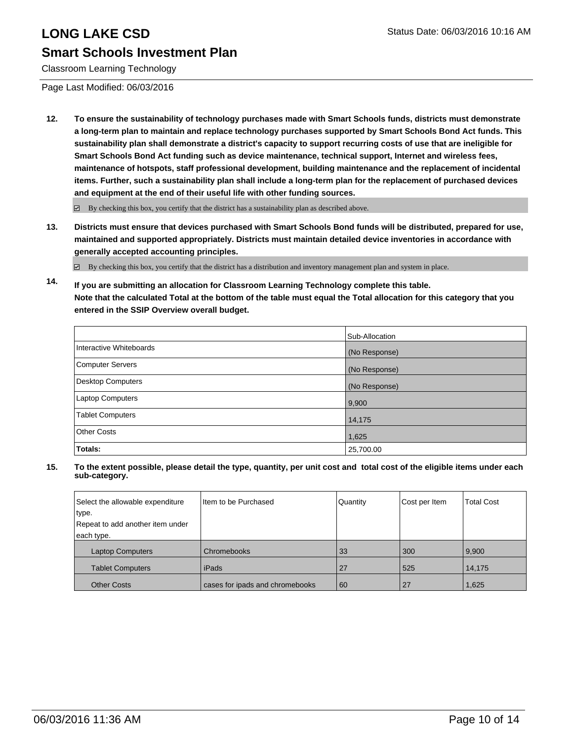# LONG LAKE CSD

Status Date: 06/03/2016 10:16 AM

## Smart Schools Investment Plan

Classroom Learning Technology

Page Last Modified: 06/03/2016

**12. To ensure the sustainability of technology purchases made with Smart Schools funds, districts must demonstrate a long-term plan to maintain and replace technology purchases supported by Smart Schools Bond Act funds. This sustainability plan shall demonstrate a district's capacity to support recurring costs of use that are ineligible for Smart Schools Bond Act funding such as device maintenance, technical support, Internet and wireless fees, maintenance of hotspots, staff professional development, building maintenance and the replacement of incidental items. Further, such a sustainability plan shall include a long-term plan for the replacement of purchased devices and equipment at the end of their useful life with other funding sources.**

☑ By checking this box, you certify that the district has a sustainability plan as described above.

**13. Districts must ensure that devices purchased with Smart Schools Bond funds will be distributed, prepared for use, maintained and supported appropriately. Districts must maintain detailed device inventories in accordance with generally accepted accounting principles.**

☑ By checking this box, you certify that the district has a distribution and inventory management plan and system in place.

**14. If you are submitting an allocation for Classroom Learning Technology complete this table. Note that the calculated Total at the bottom of the table must equal the Total allocation for this category that you entered in the SSIP Overview overall budget.**

| | Sub-Allocation |
|---|---|
| Interactive Whiteboards | (No Response) |
| Computer Servers | (No Response) |
| Desktop Computers | (No Response) |
| Laptop Computers | 9,900 |
| Tablet Computers | 14,175 |
| Other Costs | 1,625 |
| **Totals:** | 25,700.00 |

**15. To the extent possible, please detail the type, quantity, per unit cost and total cost of the eligible items under each sub-category.**

| Select the allowable expenditure type. Repeat to add another item under each type. | Item to be Purchased | Quantity | Cost per Item | Total Cost |
|---|---|---|---|---|
| Laptop Computers | Chromebooks | 33 | 300 | 9,900 |
| Tablet Computers | iPads | 27 | 525 | 14,175 |
| Other Costs | cases for ipads and chromebooks | 60 | 27 | 1,625 |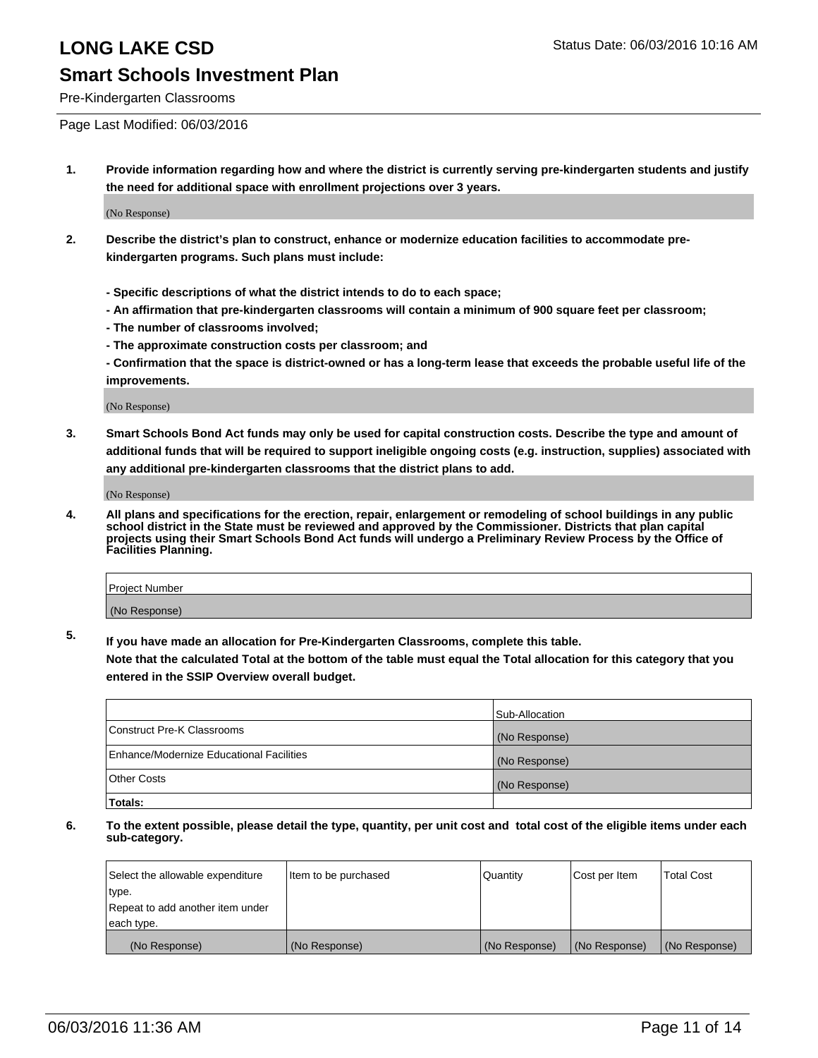# LONG LAKE CSD

Status Date: 06/03/2016 10:16 AM

## Smart Schools Investment Plan

Pre-Kindergarten Classrooms

Page Last Modified: 06/03/2016

**1. Provide information regarding how and where the district is currently serving pre-kindergarten students and justify the need for additional space with enrollment projections over 3 years.**

(No Response)

**2. Describe the district's plan to construct, enhance or modernize education facilities to accommodate pre-kindergarten programs. Such plans must include:**

**- Specific descriptions of what the district intends to do to each space;**

**- An affirmation that pre-kindergarten classrooms will contain a minimum of 900 square feet per classroom;**

**- The number of classrooms involved;**

**- The approximate construction costs per classroom; and**

**- Confirmation that the space is district-owned or has a long-term lease that exceeds the probable useful life of the improvements.**

(No Response)

**3. Smart Schools Bond Act funds may only be used for capital construction costs. Describe the type and amount of additional funds that will be required to support ineligible ongoing costs (e.g. instruction, supplies) associated with any additional pre-kindergarten classrooms that the district plans to add.**

(No Response)

**4. All plans and specifications for the erection, repair, enlargement or remodeling of school buildings in any public school district in the State must be reviewed and approved by the Commissioner. Districts that plan capital projects using their Smart Schools Bond Act funds will undergo a Preliminary Review Process by the Office of Facilities Planning.**

| Project Number |
|---|
| (No Response) |

**5. If you have made an allocation for Pre-Kindergarten Classrooms, complete this table.**

**Note that the calculated Total at the bottom of the table must equal the Total allocation for this category that you entered in the SSIP Overview overall budget.**

| | Sub-Allocation |
|---|---|
| Construct Pre-K Classrooms | (No Response) |
| Enhance/Modernize Educational Facilities | (No Response) |
| Other Costs | (No Response) |
| **Totals:** | |

**6. To the extent possible, please detail the type, quantity, per unit cost and total cost of the eligible items under each sub-category.**

| Select the allowable expenditure type. Repeat to add another item under each type. | Item to be purchased | Quantity | Cost per Item | Total Cost |
|---|---|---|---|---|
| (No Response) | (No Response) | (No Response) | (No Response) | (No Response) |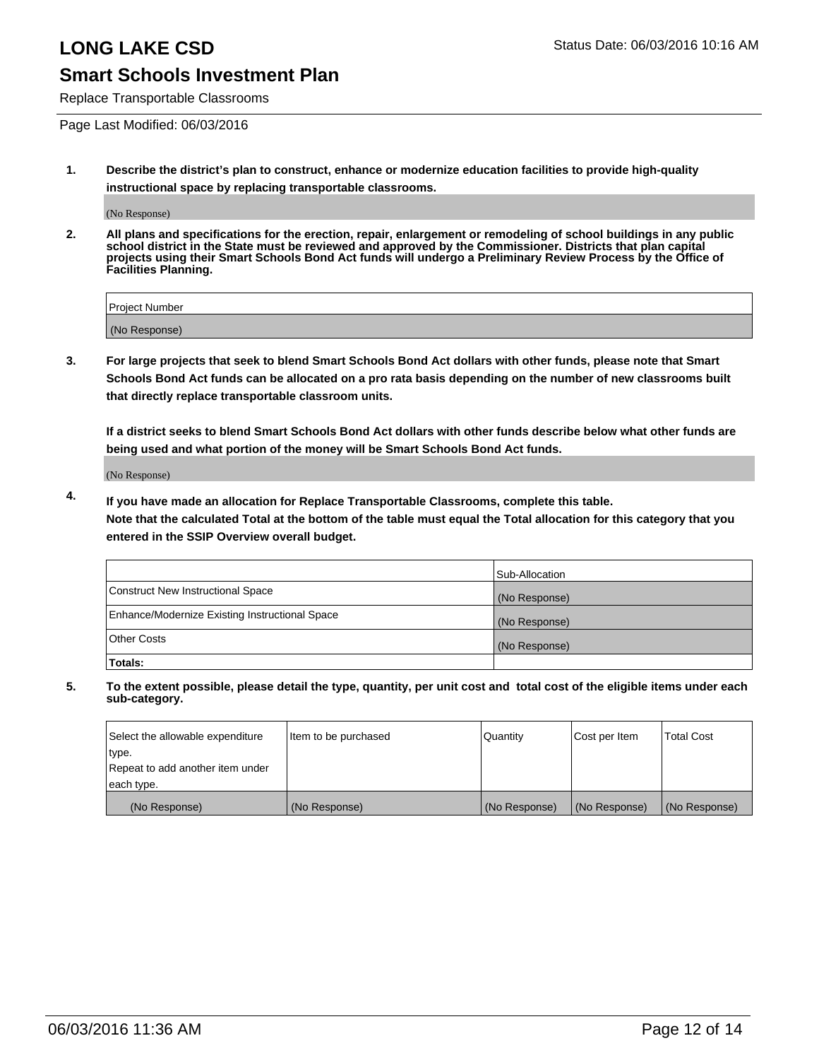# LONG LAKE CSD

Status Date: 06/03/2016 10:16 AM

## Smart Schools Investment Plan

Replace Transportable Classrooms

Page Last Modified: 06/03/2016

**1. Describe the district's plan to construct, enhance or modernize education facilities to provide high-quality instructional space by replacing transportable classrooms.**

(No Response)

**2. All plans and specifications for the erection, repair, enlargement or remodeling of school buildings in any public school district in the State must be reviewed and approved by the Commissioner. Districts that plan capital projects using their Smart Schools Bond Act funds will undergo a Preliminary Review Process by the Office of Facilities Planning.**

| Project Number |
| --- |
| (No Response) |

**3. For large projects that seek to blend Smart Schools Bond Act dollars with other funds, please note that Smart Schools Bond Act funds can be allocated on a pro rata basis depending on the number of new classrooms built that directly replace transportable classroom units.**

**If a district seeks to blend Smart Schools Bond Act dollars with other funds describe below what other funds are being used and what portion of the money will be Smart Schools Bond Act funds.**

(No Response)

**4. If you have made an allocation for Replace Transportable Classrooms, complete this table. Note that the calculated Total at the bottom of the table must equal the Total allocation for this category that you entered in the SSIP Overview overall budget.**

| | Sub-Allocation |
| --- | --- |
| Construct New Instructional Space | (No Response) |
| Enhance/Modernize Existing Instructional Space | (No Response) |
| Other Costs | (No Response) |
| **Totals:** | |

**5. To the extent possible, please detail the type, quantity, per unit cost and total cost of the eligible items under each sub-category.**

| Select the allowable expenditure type. Repeat to add another item under each type. | Item to be purchased | Quantity | Cost per Item | Total Cost |
| --- | --- | --- | --- | --- |
| (No Response) | (No Response) | (No Response) | (No Response) | (No Response) |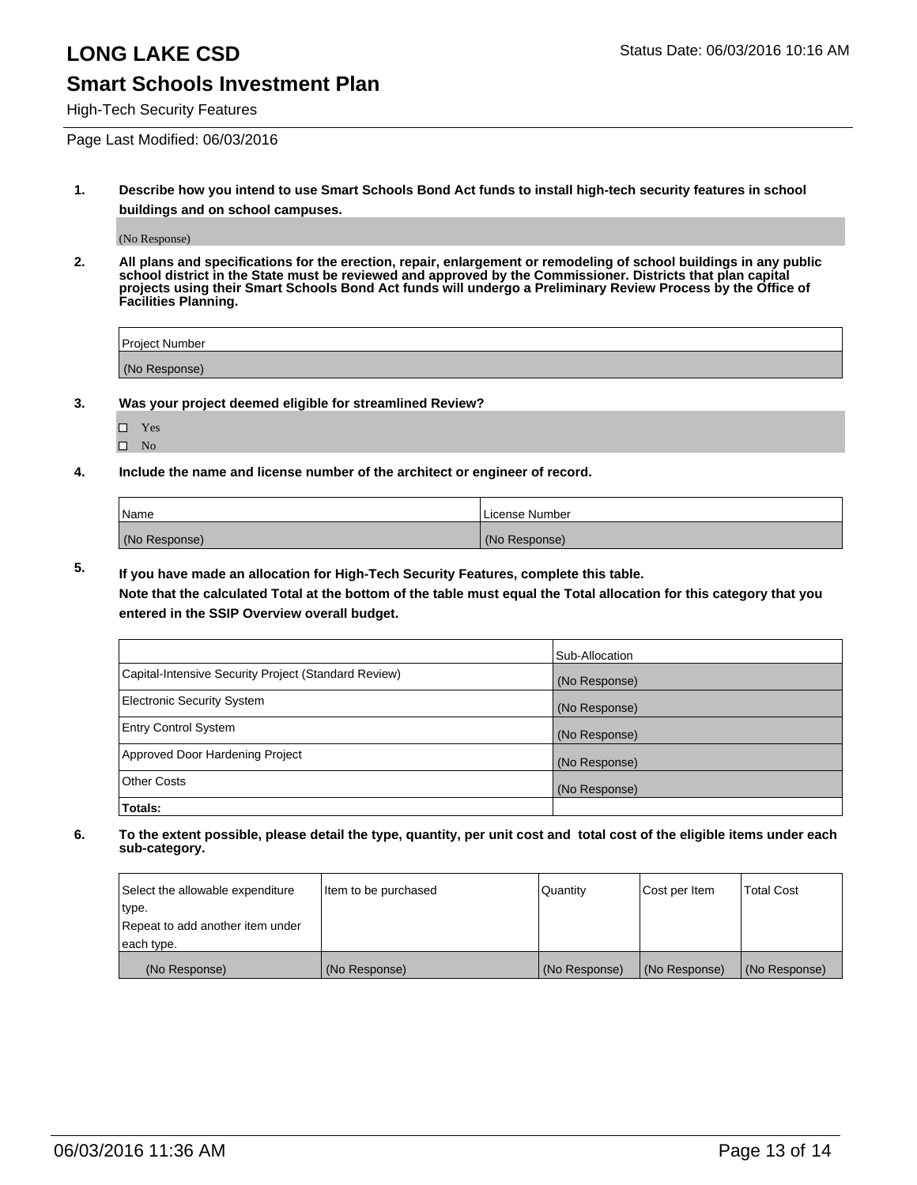# LONG LAKE CSD

Status Date: 06/03/2016 10:16 AM

## Smart Schools Investment Plan

High-Tech Security Features

Page Last Modified: 06/03/2016

**1. Describe how you intend to use Smart Schools Bond Act funds to install high-tech security features in school buildings and on school campuses.**

(No Response)

**2. All plans and specifications for the erection, repair, enlargement or remodeling of school buildings in any public school district in the State must be reviewed and approved by the Commissioner. Districts that plan capital projects using their Smart Schools Bond Act funds will undergo a Preliminary Review Process by the Office of Facilities Planning.**

| Project Number |
|---|
| (No Response) |

**3. Was your project deemed eligible for streamlined Review?**

- ☐ Yes
- ☐ No

**4. Include the name and license number of the architect or engineer of record.**

| Name | License Number |
|---|---|
| (No Response) | (No Response) |

**5. If you have made an allocation for High-Tech Security Features, complete this table.**
**Note that the calculated Total at the bottom of the table must equal the Total allocation for this category that you entered in the SSIP Overview overall budget.**

| | Sub-Allocation |
|---|---|
| Capital-Intensive Security Project (Standard Review) | (No Response) |
| Electronic Security System | (No Response) |
| Entry Control System | (No Response) |
| Approved Door Hardening Project | (No Response) |
| Other Costs | (No Response) |
| **Totals:** | |

**6. To the extent possible, please detail the type, quantity, per unit cost and total cost of the eligible items under each sub-category.**

| Select the allowable expenditure type. Repeat to add another item under each type. | Item to be purchased | Quantity | Cost per Item | Total Cost |
|---|---|---|---|---|
| (No Response) | (No Response) | (No Response) | (No Response) | (No Response) |